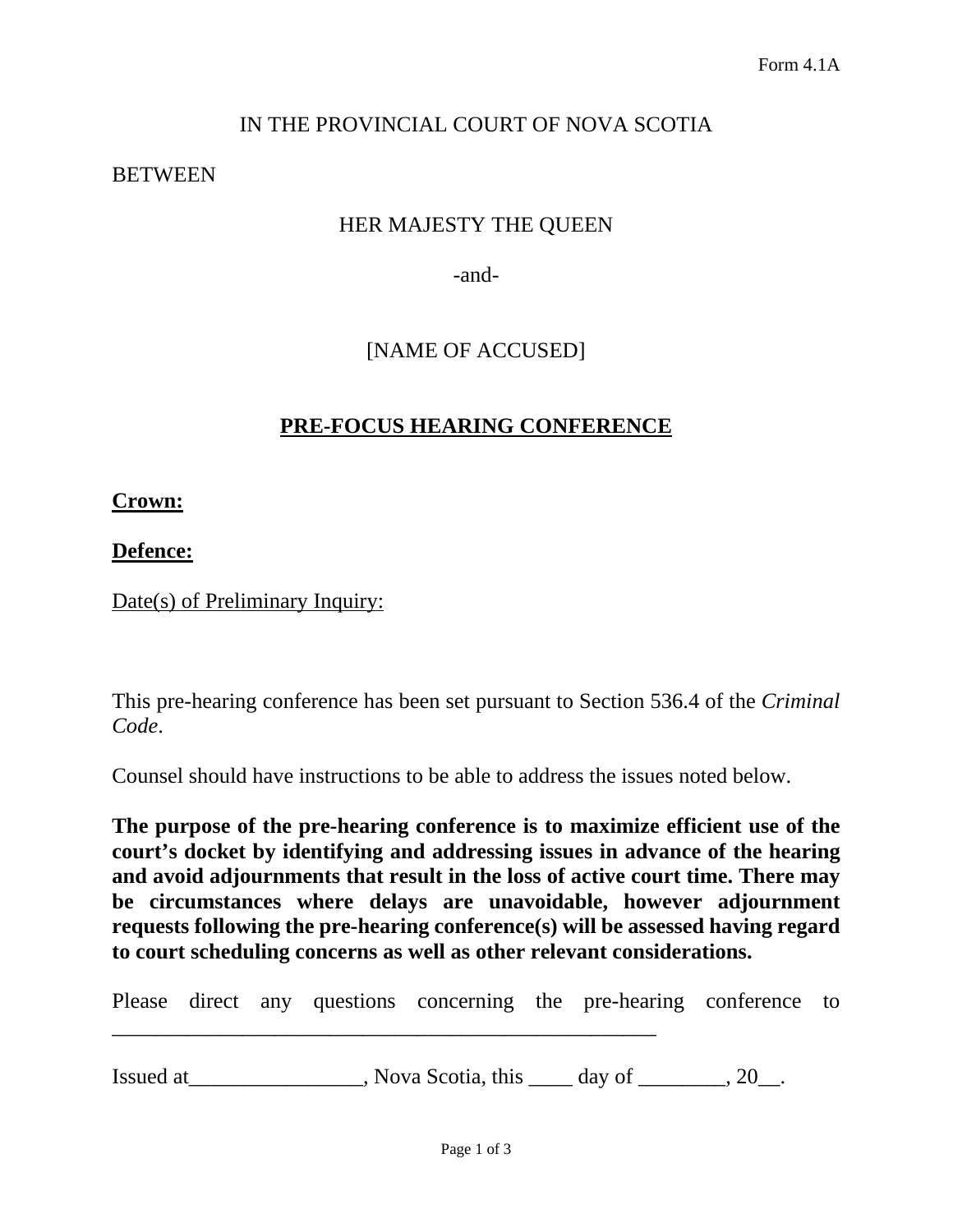Form 4.1A

IN THE PROVINCIAL COURT OF NOVA SCOTIA

BETWEEN

HER MAJESTY THE QUEEN

-and-

[NAME OF ACCUSED]

# PRE-FOCUS HEARING CONFERENCE

**Crown:**

**Defence:**

Date(s) of Preliminary Inquiry:

This pre-hearing conference has been set pursuant to Section 536.4 of the *Criminal Code*.

Counsel should have instructions to be able to address the issues noted below.

**The purpose of the pre-hearing conference is to maximize efficient use of the court's docket by identifying and addressing issues in advance of the hearing and avoid adjournments that result in the loss of active court time. There may be circumstances where delays are unavoidable, however adjournment requests following the pre-hearing conference(s) will be assessed having regard to court scheduling concerns as well as other relevant considerations.**

Please direct any questions concerning the pre-hearing conference to ____________________________________________________

Issued at________________, Nova Scotia, this ____ day of ________, 20__.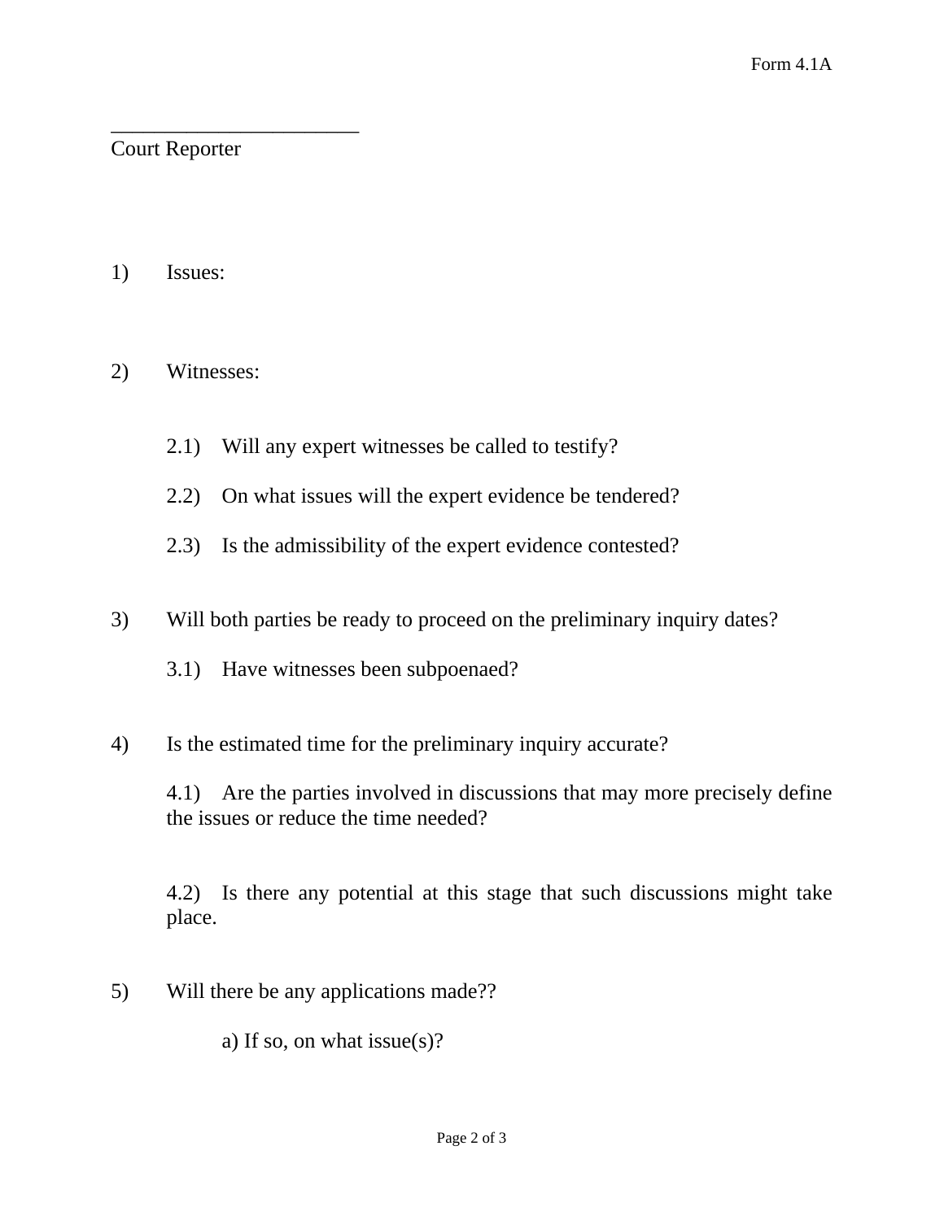Form 4.1A

_______________________
Court Reporter

1) Issues:

2) Witnesses:

   2.1) Will any expert witnesses be called to testify?

   2.2) On what issues will the expert evidence be tendered?

   2.3) Is the admissibility of the expert evidence contested?

3) Will both parties be ready to proceed on the preliminary inquiry dates?

   3.1) Have witnesses been subpoenaed?

4) Is the estimated time for the preliminary inquiry accurate?

   4.1) Are the parties involved in discussions that may more precisely define the issues or reduce the time needed?

   4.2) Is there any potential at this stage that such discussions might take place.

5) Will there be any applications made??

   a) If so, on what issue(s)?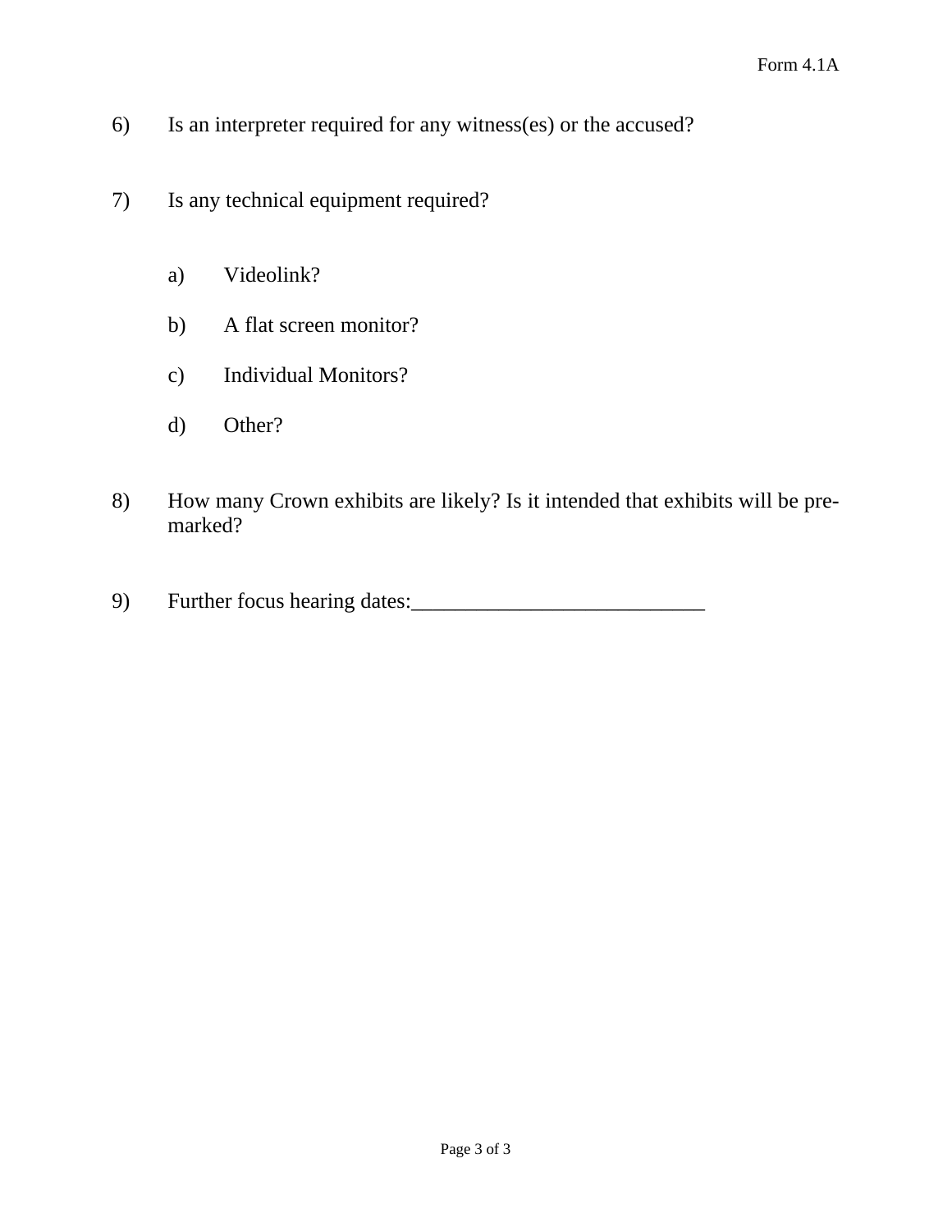6) Is an interpreter required for any witness(es) or the accused?

7) Is any technical equipment required?

   a) Videolink?

   b) A flat screen monitor?

   c) Individual Monitors?

   d) Other?

8) How many Crown exhibits are likely? Is it intended that exhibits will be pre-marked?

9) Further focus hearing dates:___________________________